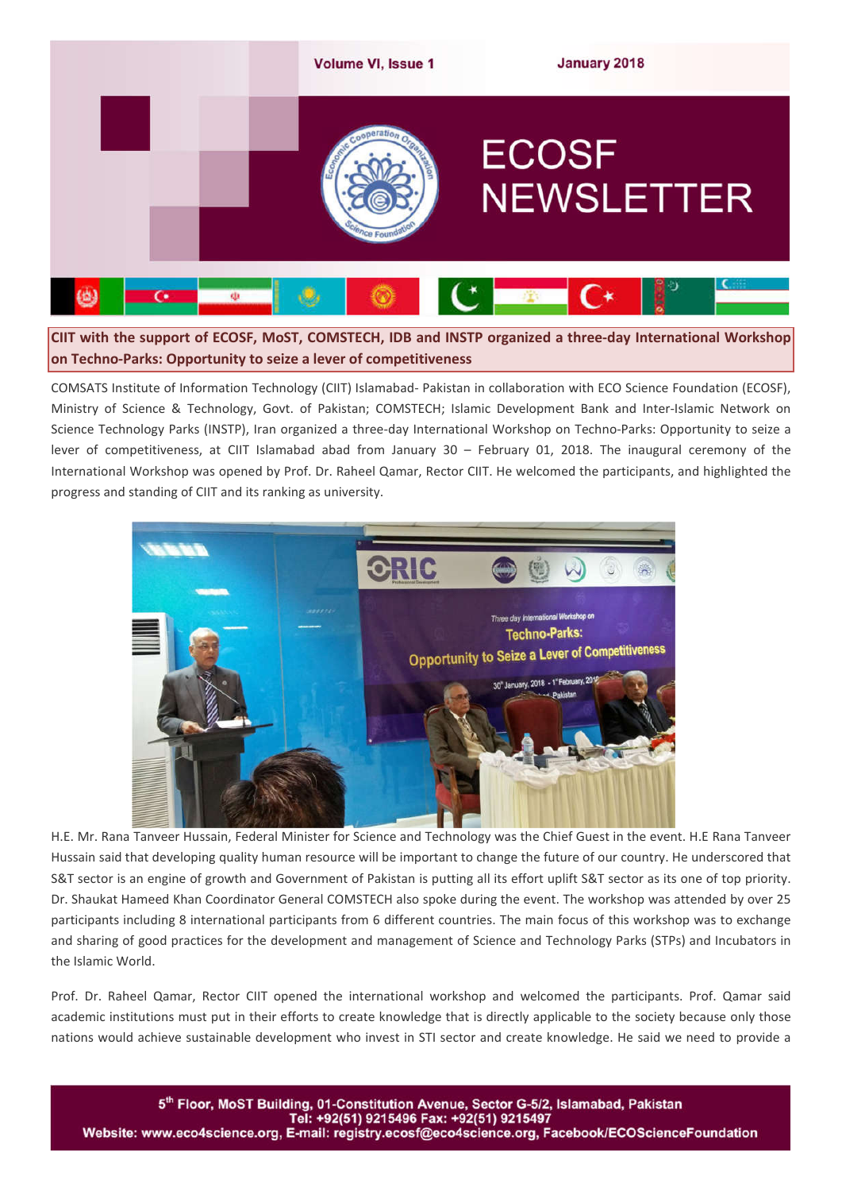Volume VI, Issue 1

January 2018

# ECOSF NEWSLETTER

## CIIT with the support of ECOSF, MoST, COMSTECH, IDB and INSTP organized a three-day International Workshop on Techno-Parks: Opportunity to seize a lever of competitiveness

COMSATS Institute of Information Technology (CIIT) Islamabad- Pakistan in collaboration with ECO Science Foundation (ECOSF), Ministry of Science & Technology, Govt. of Pakistan; COMSTECH; Islamic Development Bank and Inter-Islamic Network on Science Technology Parks (INSTP), Iran organized a three-day International Workshop on Techno-Parks: Opportunity to seize a lever of competitiveness, at CIIT Islamabad abad from January 30 – February 01, 2018. The inaugural ceremony of the International Workshop was opened by Prof. Dr. Raheel Qamar, Rector CIIT. He welcomed the participants, and highlighted the progress and standing of CIIT and its ranking as university.

H.E. Mr. Rana Tanveer Hussain, Federal Minister for Science and Technology was the Chief Guest in the event. H.E Rana Tanveer Hussain said that developing quality human resource will be important to change the future of our country. He underscored that S&T sector is an engine of growth and Government of Pakistan is putting all its effort uplift S&T sector as its one of top priority. Dr. Shaukat Hameed Khan Coordinator General COMSTECH also spoke during the event. The workshop was attended by over 25 participants including 8 international participants from 6 different countries. The main focus of this workshop was to exchange and sharing of good practices for the development and management of Science and Technology Parks (STPs) and Incubators in the Islamic World.

Prof. Dr. Raheel Qamar, Rector CIIT opened the international workshop and welcomed the participants. Prof. Qamar said academic institutions must put in their efforts to create knowledge that is directly applicable to the society because only those nations would achieve sustainable development who invest in STI sector and create knowledge. He said we need to provide a

5th Floor, MoST Building, 01-Constitution Avenue, Sector G-5/2, Islamabad, Pakistan
Tel: +92(51) 9215496 Fax: +92(51) 9215497
Website: www.eco4science.org, E-mail: registry.ecosf@eco4science.org, Facebook/ECOScienceFoundation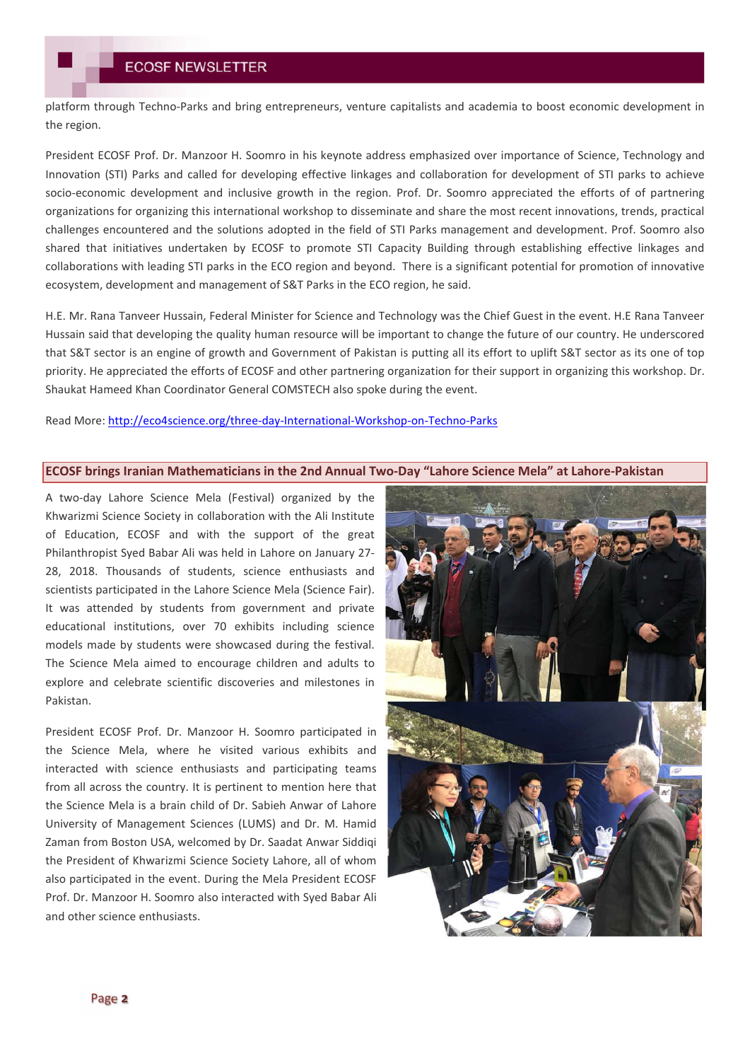platform through Techno-Parks and bring entrepreneurs, venture capitalists and academia to boost economic development in the region.

President ECOSF Prof. Dr. Manzoor H. Soomro in his keynote address emphasized over importance of Science, Technology and Innovation (STI) Parks and called for developing effective linkages and collaboration for development of STI parks to achieve socio-economic development and inclusive growth in the region. Prof. Dr. Soomro appreciated the efforts of of partnering organizations for organizing this international workshop to disseminate and share the most recent innovations, trends, practical challenges encountered and the solutions adopted in the field of STI Parks management and development. Prof. Soomro also shared that initiatives undertaken by ECOSF to promote STI Capacity Building through establishing effective linkages and collaborations with leading STI parks in the ECO region and beyond. There is a significant potential for promotion of innovative ecosystem, development and management of S&T Parks in the ECO region, he said.

H.E. Mr. Rana Tanveer Hussain, Federal Minister for Science and Technology was the Chief Guest in the event. H.E Rana Tanveer Hussain said that developing the quality human resource will be important to change the future of our country. He underscored that S&T sector is an engine of growth and Government of Pakistan is putting all its effort to uplift S&T sector as its one of top priority. He appreciated the efforts of ECOSF and other partnering organization for their support in organizing this workshop. Dr. Shaukat Hameed Khan Coordinator General COMSTECH also spoke during the event.

Read More: http://eco4science.org/three-day-International-Workshop-on-Techno-Parks

## ECOSF brings Iranian Mathematicians in the 2nd Annual Two-Day "Lahore Science Mela" at Lahore-Pakistan

A two-day Lahore Science Mela (Festival) organized by the Khwarizmi Science Society in collaboration with the Ali Institute of Education, ECOSF and with the support of the great Philanthropist Syed Babar Ali was held in Lahore on January 27-28, 2018. Thousands of students, science enthusiasts and scientists participated in the Lahore Science Mela (Science Fair). It was attended by students from government and private educational institutions, over 70 exhibits including science models made by students were showcased during the festival. The Science Mela aimed to encourage children and adults to explore and celebrate scientific discoveries and milestones in Pakistan.

President ECOSF Prof. Dr. Manzoor H. Soomro participated in the Science Mela, where he visited various exhibits and interacted with science enthusiasts and participating teams from all across the country. It is pertinent to mention here that the Science Mela is a brain child of Dr. Sabieh Anwar of Lahore University of Management Sciences (LUMS) and Dr. M. Hamid Zaman from Boston USA, welcomed by Dr. Saadat Anwar Siddiqi the President of Khwarizmi Science Society Lahore, all of whom also participated in the event. During the Mela President ECOSF Prof. Dr. Manzoor H. Soomro also interacted with Syed Babar Ali and other science enthusiasts.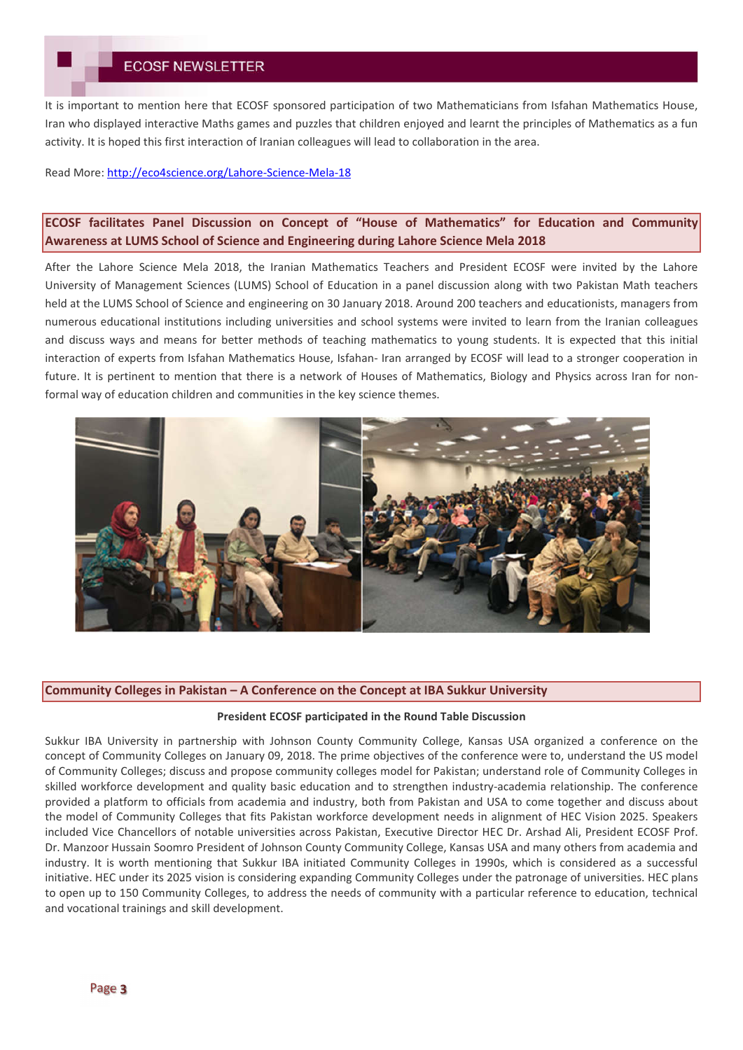It is important to mention here that ECOSF sponsored participation of two Mathematicians from Isfahan Mathematics House, Iran who displayed interactive Maths games and puzzles that children enjoyed and learnt the principles of Mathematics as a fun activity. It is hoped this first interaction of Iranian colleagues will lead to collaboration in the area.

Read More: http://eco4science.org/Lahore-Science-Mela-18

## ECOSF facilitates Panel Discussion on Concept of "House of Mathematics" for Education and Community Awareness at LUMS School of Science and Engineering during Lahore Science Mela 2018

After the Lahore Science Mela 2018, the Iranian Mathematics Teachers and President ECOSF were invited by the Lahore University of Management Sciences (LUMS) School of Education in a panel discussion along with two Pakistan Math teachers held at the LUMS School of Science and engineering on 30 January 2018. Around 200 teachers and educationists, managers from numerous educational institutions including universities and school systems were invited to learn from the Iranian colleagues and discuss ways and means for better methods of teaching mathematics to young students. It is expected that this initial interaction of experts from Isfahan Mathematics House, Isfahan- Iran arranged by ECOSF will lead to a stronger cooperation in future. It is pertinent to mention that there is a network of Houses of Mathematics, Biology and Physics across Iran for non-formal way of education children and communities in the key science themes.

## Community Colleges in Pakistan – A Conference on the Concept at IBA Sukkur University

**President ECOSF participated in the Round Table Discussion**

Sukkur IBA University in partnership with Johnson County Community College, Kansas USA organized a conference on the concept of Community Colleges on January 09, 2018. The prime objectives of the conference were to, understand the US model of Community Colleges; discuss and propose community colleges model for Pakistan; understand role of Community Colleges in skilled workforce development and quality basic education and to strengthen industry-academia relationship. The conference provided a platform to officials from academia and industry, both from Pakistan and USA to come together and discuss about the model of Community Colleges that fits Pakistan workforce development needs in alignment of HEC Vision 2025. Speakers included Vice Chancellors of notable universities across Pakistan, Executive Director HEC Dr. Arshad Ali, President ECOSF Prof. Dr. Manzoor Hussain Soomro President of Johnson County Community College, Kansas USA and many others from academia and industry. It is worth mentioning that Sukkur IBA initiated Community Colleges in 1990s, which is considered as a successful initiative. HEC under its 2025 vision is considering expanding Community Colleges under the patronage of universities. HEC plans to open up to 150 Community Colleges, to address the needs of community with a particular reference to education, technical and vocational trainings and skill development.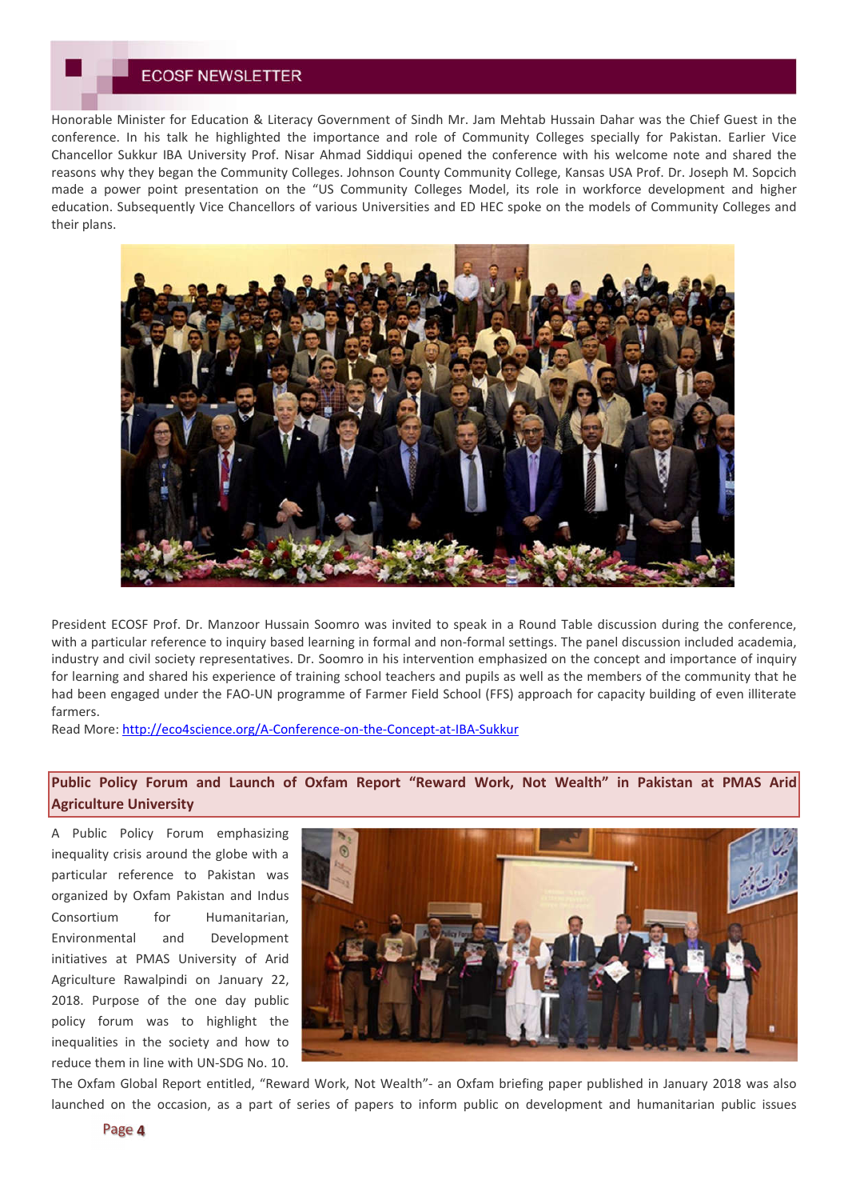Honorable Minister for Education & Literacy Government of Sindh Mr. Jam Mehtab Hussain Dahar was the Chief Guest in the conference. In his talk he highlighted the importance and role of Community Colleges specially for Pakistan. Earlier Vice Chancellor Sukkur IBA University Prof. Nisar Ahmad Siddiqui opened the conference with his welcome note and shared the reasons why they began the Community Colleges. Johnson County Community College, Kansas USA Prof. Dr. Joseph M. Sopcich made a power point presentation on the "US Community Colleges Model, its role in workforce development and higher education. Subsequently Vice Chancellors of various Universities and ED HEC spoke on the models of Community Colleges and their plans.

President ECOSF Prof. Dr. Manzoor Hussain Soomro was invited to speak in a Round Table discussion during the conference, with a particular reference to inquiry based learning in formal and non-formal settings. The panel discussion included academia, industry and civil society representatives. Dr. Soomro in his intervention emphasized on the concept and importance of inquiry for learning and shared his experience of training school teachers and pupils as well as the members of the community that he had been engaged under the FAO-UN programme of Farmer Field School (FFS) approach for capacity building of even illiterate farmers.

Read More: http://eco4science.org/A-Conference-on-the-Concept-at-IBA-Sukkur

## Public Policy Forum and Launch of Oxfam Report "Reward Work, Not Wealth" in Pakistan at PMAS Arid Agriculture University

A Public Policy Forum emphasizing inequality crisis around the globe with a particular reference to Pakistan was organized by Oxfam Pakistan and Indus Consortium for Humanitarian, Environmental and Development initiatives at PMAS University of Arid Agriculture Rawalpindi on January 22, 2018. Purpose of the one day public policy forum was to highlight the inequalities in the society and how to reduce them in line with UN-SDG No. 10. The Oxfam Global Report entitled, "Reward Work, Not Wealth"- an Oxfam briefing paper published in January 2018 was also launched on the occasion, as a part of series of papers to inform public on development and humanitarian public issues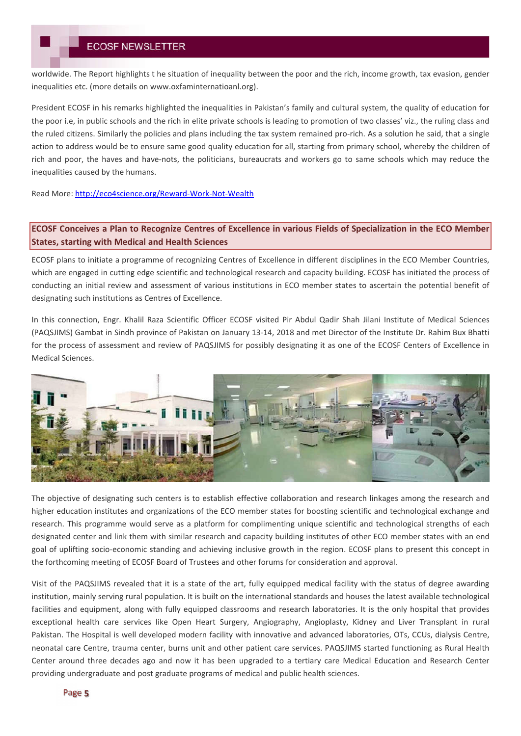worldwide. The Report highlights t he situation of inequality between the poor and the rich, income growth, tax evasion, gender inequalities etc. (more details on www.oxfaminternatioanl.org).

President ECOSF in his remarks highlighted the inequalities in Pakistan's family and cultural system, the quality of education for the poor i.e, in public schools and the rich in elite private schools is leading to promotion of two classes' viz., the ruling class and the ruled citizens. Similarly the policies and plans including the tax system remained pro-rich. As a solution he said, that a single action to address would be to ensure same good quality education for all, starting from primary school, whereby the children of rich and poor, the haves and have-nots, the politicians, bureaucrats and workers go to same schools which may reduce the inequalities caused by the humans.

Read More: http://eco4science.org/Reward-Work-Not-Wealth

## ECOSF Conceives a Plan to Recognize Centres of Excellence in various Fields of Specialization in the ECO Member States, starting with Medical and Health Sciences

ECOSF plans to initiate a programme of recognizing Centres of Excellence in different disciplines in the ECO Member Countries, which are engaged in cutting edge scientific and technological research and capacity building. ECOSF has initiated the process of conducting an initial review and assessment of various institutions in ECO member states to ascertain the potential benefit of designating such institutions as Centres of Excellence.

In this connection, Engr. Khalil Raza Scientific Officer ECOSF visited Pir Abdul Qadir Shah Jilani Institute of Medical Sciences (PAQSJIMS) Gambat in Sindh province of Pakistan on January 13-14, 2018 and met Director of the Institute Dr. Rahim Bux Bhatti for the process of assessment and review of PAQSJIMS for possibly designating it as one of the ECOSF Centers of Excellence in Medical Sciences.

The objective of designating such centers is to establish effective collaboration and research linkages among the research and higher education institutes and organizations of the ECO member states for boosting scientific and technological exchange and research. This programme would serve as a platform for complimenting unique scientific and technological strengths of each designated center and link them with similar research and capacity building institutes of other ECO member states with an end goal of uplifting socio-economic standing and achieving inclusive growth in the region. ECOSF plans to present this concept in the forthcoming meeting of ECOSF Board of Trustees and other forums for consideration and approval.

Visit of the PAQSJIMS revealed that it is a state of the art, fully equipped medical facility with the status of degree awarding institution, mainly serving rural population. It is built on the international standards and houses the latest available technological facilities and equipment, along with fully equipped classrooms and research laboratories. It is the only hospital that provides exceptional health care services like Open Heart Surgery, Angiography, Angioplasty, Kidney and Liver Transplant in rural Pakistan. The Hospital is well developed modern facility with innovative and advanced laboratories, OTs, CCUs, dialysis Centre, neonatal care Centre, trauma center, burns unit and other patient care services. PAQSJIMS started functioning as Rural Health Center around three decades ago and now it has been upgraded to a tertiary care Medical Education and Research Center providing undergraduate and post graduate programs of medical and public health sciences.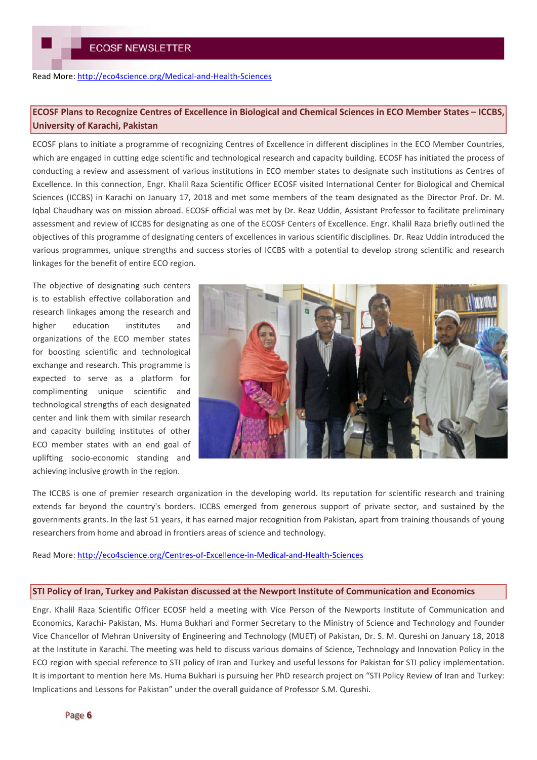Read More: http://eco4science.org/Medical-and-Health-Sciences

## ECOSF Plans to Recognize Centres of Excellence in Biological and Chemical Sciences in ECO Member States – ICCBS, University of Karachi, Pakistan

ECOSF plans to initiate a programme of recognizing Centres of Excellence in different disciplines in the ECO Member Countries, which are engaged in cutting edge scientific and technological research and capacity building. ECOSF has initiated the process of conducting a review and assessment of various institutions in ECO member states to designate such institutions as Centres of Excellence. In this connection, Engr. Khalil Raza Scientific Officer ECOSF visited International Center for Biological and Chemical Sciences (ICCBS) in Karachi on January 17, 2018 and met some members of the team designated as the Director Prof. Dr. M. Iqbal Chaudhary was on mission abroad. ECOSF official was met by Dr. Reaz Uddin, Assistant Professor to facilitate preliminary assessment and review of ICCBS for designating as one of the ECOSF Centers of Excellence. Engr. Khalil Raza briefly outlined the objectives of this programme of designating centers of excellences in various scientific disciplines. Dr. Reaz Uddin introduced the various programmes, unique strengths and success stories of ICCBS with a potential to develop strong scientific and research linkages for the benefit of entire ECO region.

The objective of designating such centers is to establish effective collaboration and research linkages among the research and higher education institutes and organizations of the ECO member states for boosting scientific and technological exchange and research. This programme is expected to serve as a platform for complimenting unique scientific and technological strengths of each designated center and link them with similar research and capacity building institutes of other ECO member states with an end goal of uplifting socio-economic standing and achieving inclusive growth in the region.

The ICCBS is one of premier research organization in the developing world. Its reputation for scientific research and training extends far beyond the country's borders. ICCBS emerged from generous support of private sector, and sustained by the governments grants. In the last 51 years, it has earned major recognition from Pakistan, apart from training thousands of young researchers from home and abroad in frontiers areas of science and technology.

Read More: http://eco4science.org/Centres-of-Excellence-in-Medical-and-Health-Sciences

## STI Policy of Iran, Turkey and Pakistan discussed at the Newport Institute of Communication and Economics

Engr. Khalil Raza Scientific Officer ECOSF held a meeting with Vice Person of the Newports Institute of Communication and Economics, Karachi- Pakistan, Ms. Huma Bukhari and Former Secretary to the Ministry of Science and Technology and Founder Vice Chancellor of Mehran University of Engineering and Technology (MUET) of Pakistan, Dr. S. M. Qureshi on January 18, 2018 at the Institute in Karachi. The meeting was held to discuss various domains of Science, Technology and Innovation Policy in the ECO region with special reference to STI policy of Iran and Turkey and useful lessons for Pakistan for STI policy implementation. It is important to mention here Ms. Huma Bukhari is pursuing her PhD research project on "STI Policy Review of Iran and Turkey: Implications and Lessons for Pakistan" under the overall guidance of Professor S.M. Qureshi.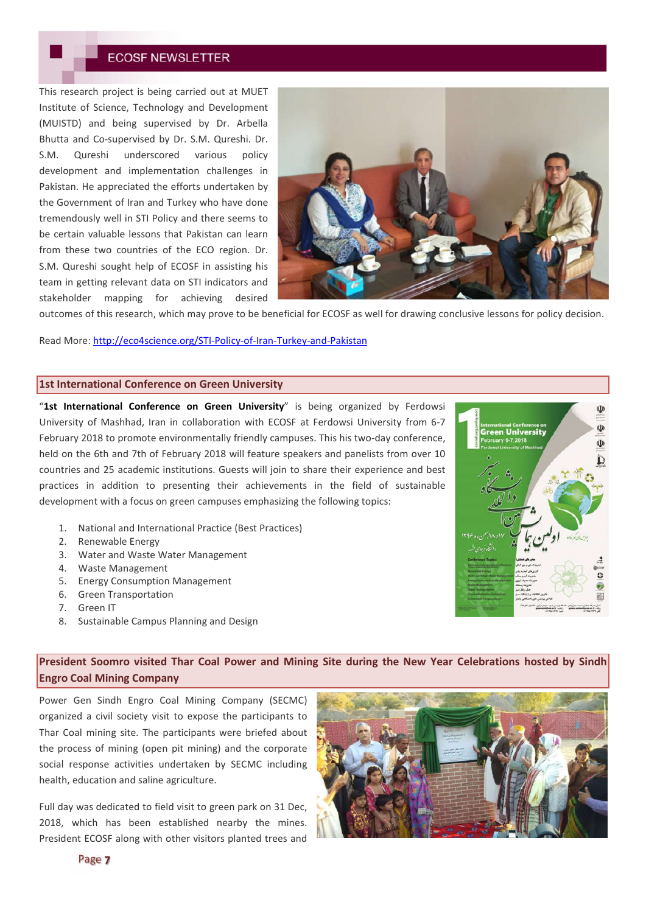This research project is being carried out at MUET Institute of Science, Technology and Development (MUISTD) and being supervised by Dr. Arbella Bhutta and Co-supervised by Dr. S.M. Qureshi. Dr. S.M. Qureshi underscored various policy development and implementation challenges in Pakistan. He appreciated the efforts undertaken by the Government of Iran and Turkey who have done tremendously well in STI Policy and there seems to be certain valuable lessons that Pakistan can learn from these two countries of the ECO region. Dr. S.M. Qureshi sought help of ECOSF in assisting his team in getting relevant data on STI indicators and stakeholder mapping for achieving desired outcomes of this research, which may prove to be beneficial for ECOSF as well for drawing conclusive lessons for policy decision.

Read More: [http://eco4science.org/STI-Policy-of-Iran-Turkey-and-Pakistan](http://eco4science.org/STI-Policy-of-Iran-Turkey-and-Pakistan)

## 1st International Conference on Green University

"**1st International Conference on Green University**" is being organized by Ferdowsi University of Mashhad, Iran in collaboration with ECOSF at Ferdowsi University from 6-7 February 2018 to promote environmentally friendly campuses. This his two-day conference, held on the 6th and 7th of February 2018 will feature speakers and panelists from over 10 countries and 25 academic institutions. Guests will join to share their experience and best practices in addition to presenting their achievements in the field of sustainable development with a focus on green campuses emphasizing the following topics:

1. National and International Practice (Best Practices)
2. Renewable Energy
3. Water and Waste Water Management
4. Waste Management
5. Energy Consumption Management
6. Green Transportation
7. Green IT
8. Sustainable Campus Planning and Design

## President Soomro visited Thar Coal Power and Mining Site during the New Year Celebrations hosted by Sindh Engro Coal Mining Company

Power Gen Sindh Engro Coal Mining Company (SECMC) organized a civil society visit to expose the participants to Thar Coal mining site. The participants were briefed about the process of mining (open pit mining) and the corporate social response activities undertaken by SECMC including health, education and saline agriculture.

Full day was dedicated to field visit to green park on 31 Dec, 2018, which has been established nearby the mines. President ECOSF along with other visitors planted trees and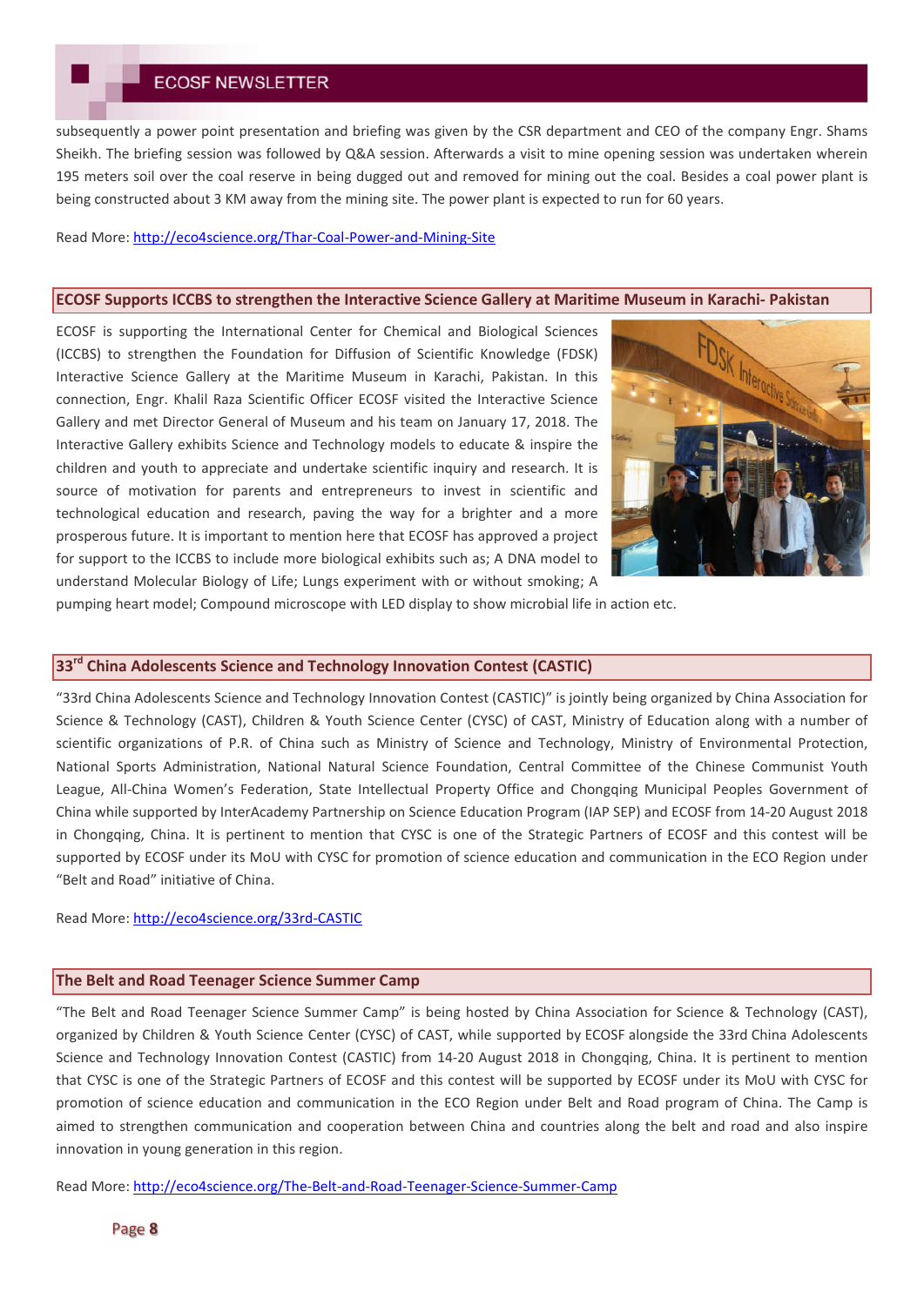subsequently a power point presentation and briefing was given by the CSR department and CEO of the company Engr. Shams Sheikh. The briefing session was followed by Q&A session. Afterwards a visit to mine opening session was undertaken wherein 195 meters soil over the coal reserve in being dugged out and removed for mining out the coal. Besides a coal power plant is being constructed about 3 KM away from the mining site. The power plant is expected to run for 60 years.

Read More: http://eco4science.org/Thar-Coal-Power-and-Mining-Site

## ECOSF Supports ICCBS to strengthen the Interactive Science Gallery at Maritime Museum in Karachi- Pakistan

ECOSF is supporting the International Center for Chemical and Biological Sciences (ICCBS) to strengthen the Foundation for Diffusion of Scientific Knowledge (FDSK) Interactive Science Gallery at the Maritime Museum in Karachi, Pakistan. In this connection, Engr. Khalil Raza Scientific Officer ECOSF visited the Interactive Science Gallery and met Director General of Museum and his team on January 17, 2018. The Interactive Gallery exhibits Science and Technology models to educate & inspire the children and youth to appreciate and undertake scientific inquiry and research. It is source of motivation for parents and entrepreneurs to invest in scientific and technological education and research, paving the way for a brighter and a more prosperous future. It is important to mention here that ECOSF has approved a project for support to the ICCBS to include more biological exhibits such as; A DNA model to understand Molecular Biology of Life; Lungs experiment with or without smoking; A pumping heart model; Compound microscope with LED display to show microbial life in action etc.

## 33rd China Adolescents Science and Technology Innovation Contest (CASTIC)

"33rd China Adolescents Science and Technology Innovation Contest (CASTIC)" is jointly being organized by China Association for Science & Technology (CAST), Children & Youth Science Center (CYSC) of CAST, Ministry of Education along with a number of scientific organizations of P.R. of China such as Ministry of Science and Technology, Ministry of Environmental Protection, National Sports Administration, National Natural Science Foundation, Central Committee of the Chinese Communist Youth League, All-China Women's Federation, State Intellectual Property Office and Chongqing Municipal Peoples Government of China while supported by InterAcademy Partnership on Science Education Program (IAP SEP) and ECOSF from 14-20 August 2018 in Chongqing, China. It is pertinent to mention that CYSC is one of the Strategic Partners of ECOSF and this contest will be supported by ECOSF under its MoU with CYSC for promotion of science education and communication in the ECO Region under "Belt and Road" initiative of China.

Read More: http://eco4science.org/33rd-CASTIC

## The Belt and Road Teenager Science Summer Camp

"The Belt and Road Teenager Science Summer Camp" is being hosted by China Association for Science & Technology (CAST), organized by Children & Youth Science Center (CYSC) of CAST, while supported by ECOSF alongside the 33rd China Adolescents Science and Technology Innovation Contest (CASTIC) from 14-20 August 2018 in Chongqing, China. It is pertinent to mention that CYSC is one of the Strategic Partners of ECOSF and this contest will be supported by ECOSF under its MoU with CYSC for promotion of science education and communication in the ECO Region under Belt and Road program of China. The Camp is aimed to strengthen communication and cooperation between China and countries along the belt and road and also inspire innovation in young generation in this region.

Read More: http://eco4science.org/The-Belt-and-Road-Teenager-Science-Summer-Camp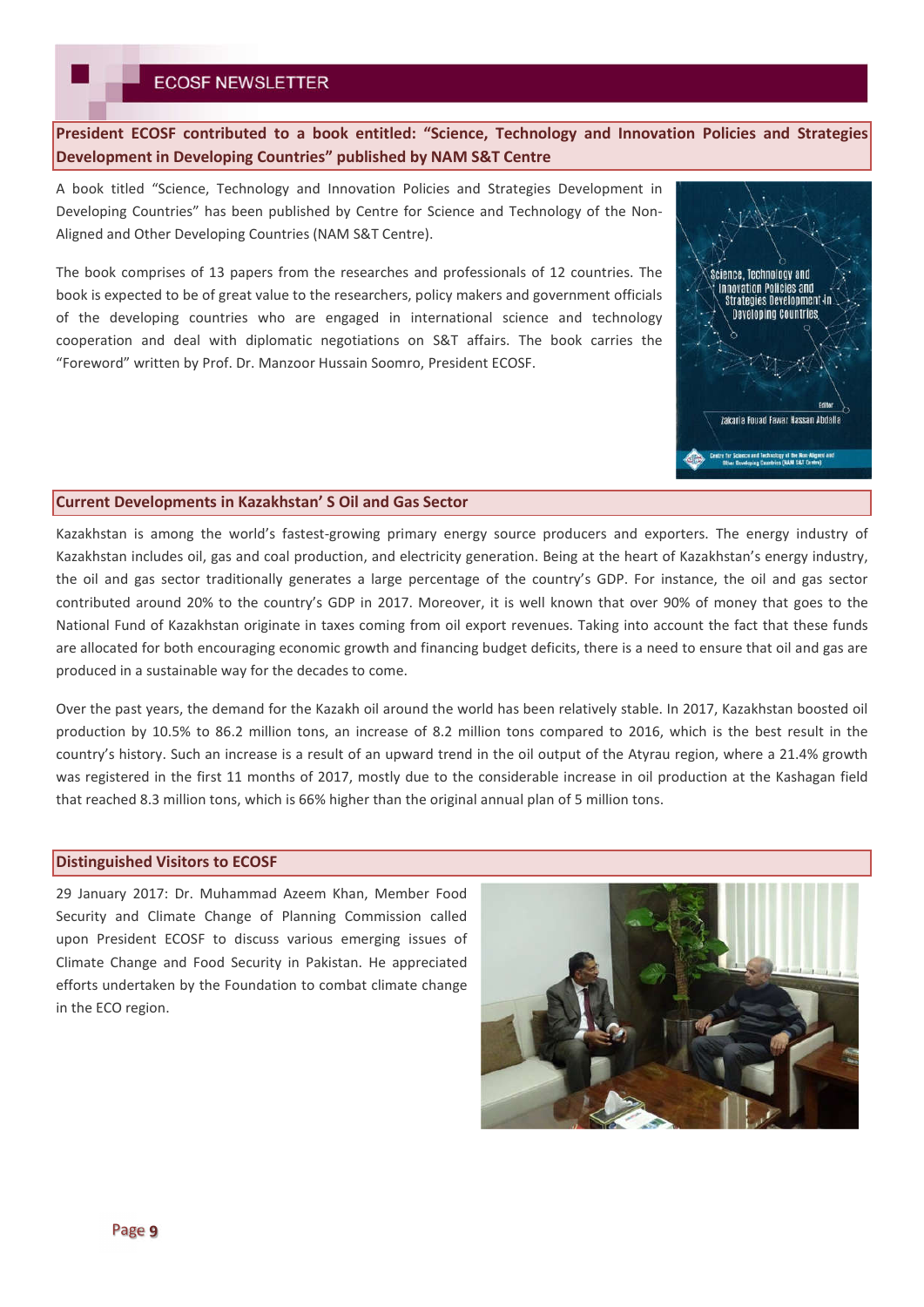## President ECOSF contributed to a book entitled: "Science, Technology and Innovation Policies and Strategies Development in Developing Countries" published by NAM S&T Centre

A book titled "Science, Technology and Innovation Policies and Strategies Development in Developing Countries" has been published by Centre for Science and Technology of the Non-Aligned and Other Developing Countries (NAM S&T Centre).

The book comprises of 13 papers from the researches and professionals of 12 countries. The book is expected to be of great value to the researchers, policy makers and government officials of the developing countries who are engaged in international science and technology cooperation and deal with diplomatic negotiations on S&T affairs. The book carries the "Foreword" written by Prof. Dr. Manzoor Hussain Soomro, President ECOSF.

## Current Developments in Kazakhstan' S Oil and Gas Sector

Kazakhstan is among the world's fastest-growing primary energy source producers and exporters. The energy industry of Kazakhstan includes oil, gas and coal production, and electricity generation. Being at the heart of Kazakhstan's energy industry, the oil and gas sector traditionally generates a large percentage of the country's GDP. For instance, the oil and gas sector contributed around 20% to the country's GDP in 2017. Moreover, it is well known that over 90% of money that goes to the National Fund of Kazakhstan originate in taxes coming from oil export revenues. Taking into account the fact that these funds are allocated for both encouraging economic growth and financing budget deficits, there is a need to ensure that oil and gas are produced in a sustainable way for the decades to come.

Over the past years, the demand for the Kazakh oil around the world has been relatively stable. In 2017, Kazakhstan boosted oil production by 10.5% to 86.2 million tons, an increase of 8.2 million tons compared to 2016, which is the best result in the country's history. Such an increase is a result of an upward trend in the oil output of the Atyrau region, where a 21.4% growth was registered in the first 11 months of 2017, mostly due to the considerable increase in oil production at the Kashagan field that reached 8.3 million tons, which is 66% higher than the original annual plan of 5 million tons.

## Distinguished Visitors to ECOSF

29 January 2017: Dr. Muhammad Azeem Khan, Member Food Security and Climate Change of Planning Commission called upon President ECOSF to discuss various emerging issues of Climate Change and Food Security in Pakistan. He appreciated efforts undertaken by the Foundation to combat climate change in the ECO region.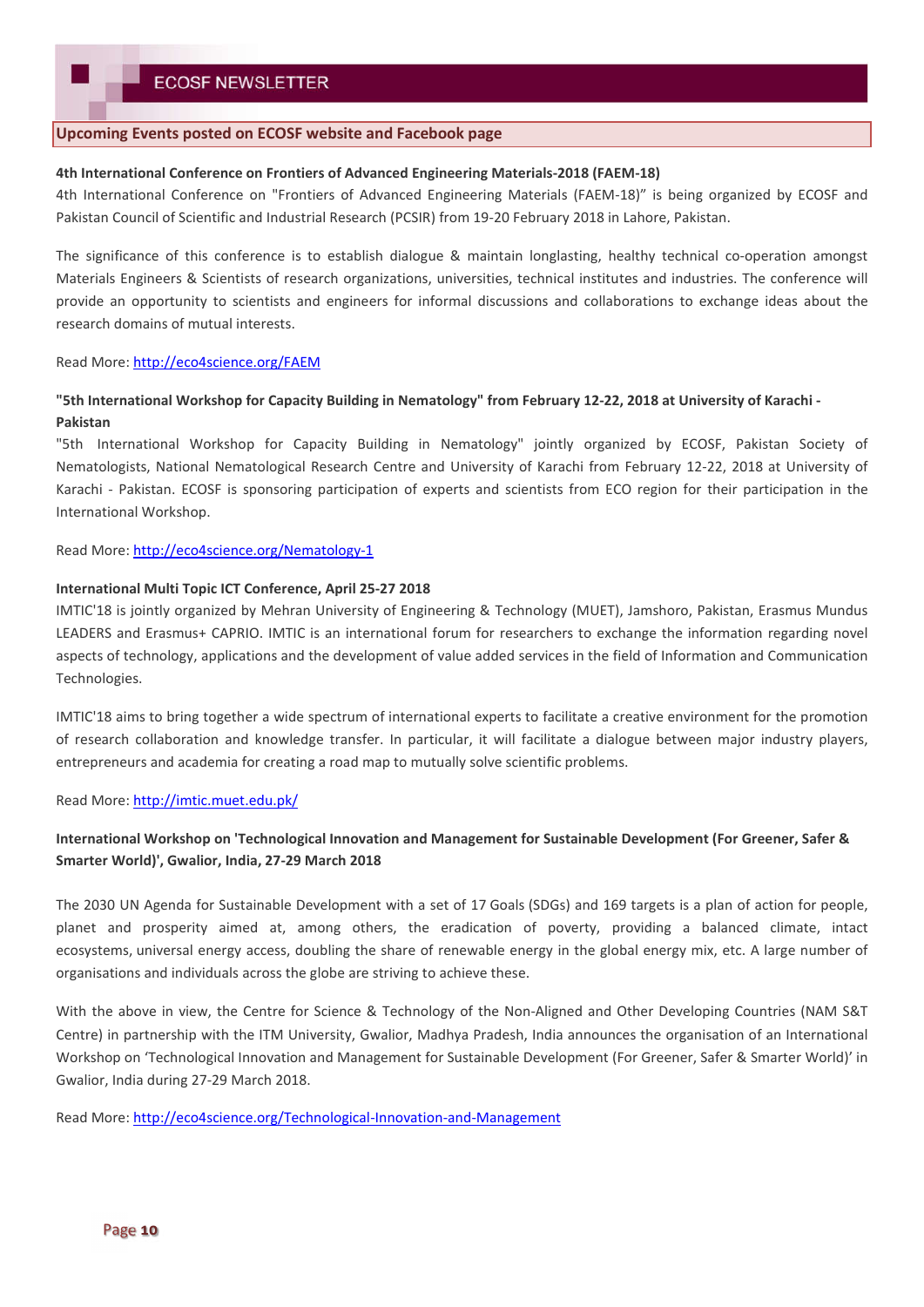## Upcoming Events posted on ECOSF website and Facebook page

**4th International Conference on Frontiers of Advanced Engineering Materials-2018 (FAEM-18)**

4th International Conference on "Frontiers of Advanced Engineering Materials (FAEM-18)" is being organized by ECOSF and Pakistan Council of Scientific and Industrial Research (PCSIR) from 19-20 February 2018 in Lahore, Pakistan.

The significance of this conference is to establish dialogue & maintain longlasting, healthy technical co-operation amongst Materials Engineers & Scientists of research organizations, universities, technical institutes and industries. The conference will provide an opportunity to scientists and engineers for informal discussions and collaborations to exchange ideas about the research domains of mutual interests.

Read More: http://eco4science.org/FAEM

**"5th International Workshop for Capacity Building in Nematology" from February 12-22, 2018 at University of Karachi - Pakistan**

"5th International Workshop for Capacity Building in Nematology" jointly organized by ECOSF, Pakistan Society of Nematologists, National Nematological Research Centre and University of Karachi from February 12-22, 2018 at University of Karachi - Pakistan. ECOSF is sponsoring participation of experts and scientists from ECO region for their participation in the International Workshop.

Read More: http://eco4science.org/Nematology-1

**International Multi Topic ICT Conference, April 25-27 2018**

IMTIC'18 is jointly organized by Mehran University of Engineering & Technology (MUET), Jamshoro, Pakistan, Erasmus Mundus LEADERS and Erasmus+ CAPRIO. IMTIC is an international forum for researchers to exchange the information regarding novel aspects of technology, applications and the development of value added services in the field of Information and Communication Technologies.

IMTIC'18 aims to bring together a wide spectrum of international experts to facilitate a creative environment for the promotion of research collaboration and knowledge transfer. In particular, it will facilitate a dialogue between major industry players, entrepreneurs and academia for creating a road map to mutually solve scientific problems.

Read More: http://imtic.muet.edu.pk/

**International Workshop on 'Technological Innovation and Management for Sustainable Development (For Greener, Safer & Smarter World)', Gwalior, India, 27-29 March 2018**

The 2030 UN Agenda for Sustainable Development with a set of 17 Goals (SDGs) and 169 targets is a plan of action for people, planet and prosperity aimed at, among others, the eradication of poverty, providing a balanced climate, intact ecosystems, universal energy access, doubling the share of renewable energy in the global energy mix, etc. A large number of organisations and individuals across the globe are striving to achieve these.

With the above in view, the Centre for Science & Technology of the Non-Aligned and Other Developing Countries (NAM S&T Centre) in partnership with the ITM University, Gwalior, Madhya Pradesh, India announces the organisation of an International Workshop on 'Technological Innovation and Management for Sustainable Development (For Greener, Safer & Smarter World)' in Gwalior, India during 27-29 March 2018.

Read More: http://eco4science.org/Technological-Innovation-and-Management